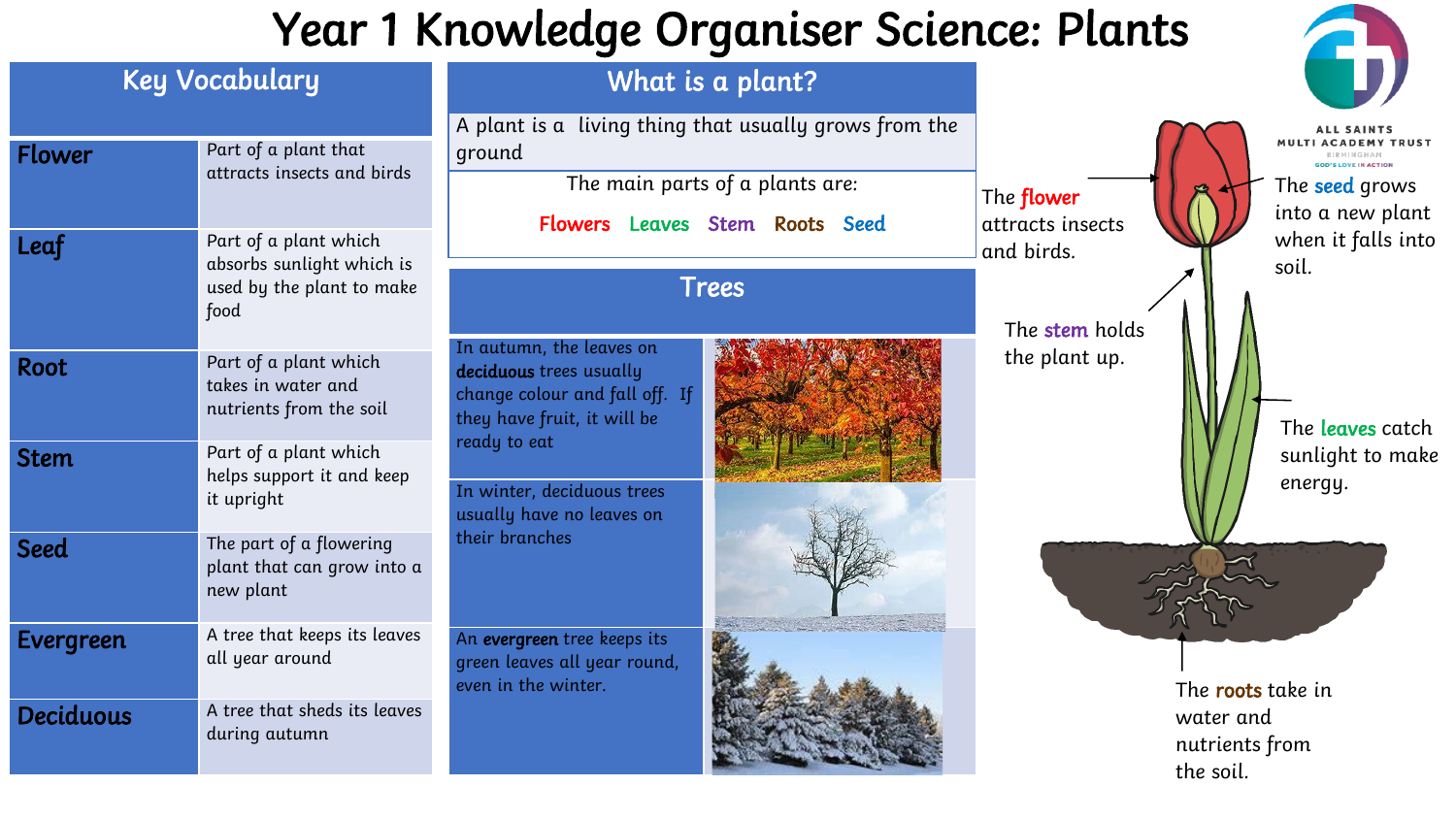# Year 1 Knowledge Organiser Science: Plants

## Key Vocabulary

| Word | Meaning |
| --- | --- |
| **Flower** | Part of a plant that attracts insects and birds |
| **Leaf** | Part of a plant which absorbs sunlight which is used by the plant to make food |
| **Root** | Part of a plant which takes in water and nutrients from the soil |
| **Stem** | Part of a plant which helps support it and keep it upright |
| **Seed** | The part of a flowering plant that can grow into a new plant |
| **Evergreen** | A tree that keeps its leaves all year around |
| **Deciduous** | A tree that sheds its leaves during autumn |

## What is a plant?

A plant is a living thing that usually grows from the ground

The main parts of a plants are:

Flowers Leaves Stem Roots Seed

## Trees

In autumn, the leaves on **deciduous** trees usually change colour and fall off. If they have fruit, it will be ready to eat

In winter, deciduous trees usually have no leaves on their branches

An **evergreen** tree keeps its green leaves all year round, even in the winter.

The **flower** attracts insects and birds.

The **seed** grows into a new plant when it falls into soil.

The **stem** holds the plant up.

The **leaves** catch sunlight to make energy.

The **roots** take in water and nutrients from the soil.

ALL SAINTS MULTI ACADEMY TRUST
BIRMINGHAM
GOD'S LOVE IN ACTION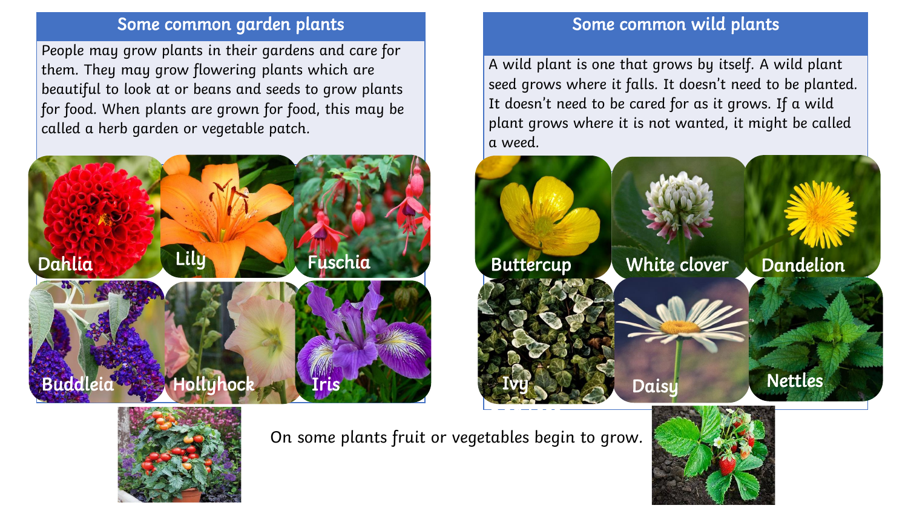## Some common garden plants

People may grow plants in their gardens and care for them. They may grow flowering plants which are beautiful to look at or beans and seeds to grow plants for food. When plants are grown for food, this may be called a herb garden or vegetable patch.

Dahlia

Lily

Fuschia

Buddleia

Hollyhock

Iris

## Some common wild plants

A wild plant is one that grows by itself. A wild plant seed grows where it falls. It doesn't need to be planted. It doesn't need to be cared for as it grows. If a wild plant grows where it is not wanted, it might be called a weed.

Buttercup

White clover

Dandelion

Ivy

Daisy

Nettles

On some plants fruit or vegetables begin to grow.